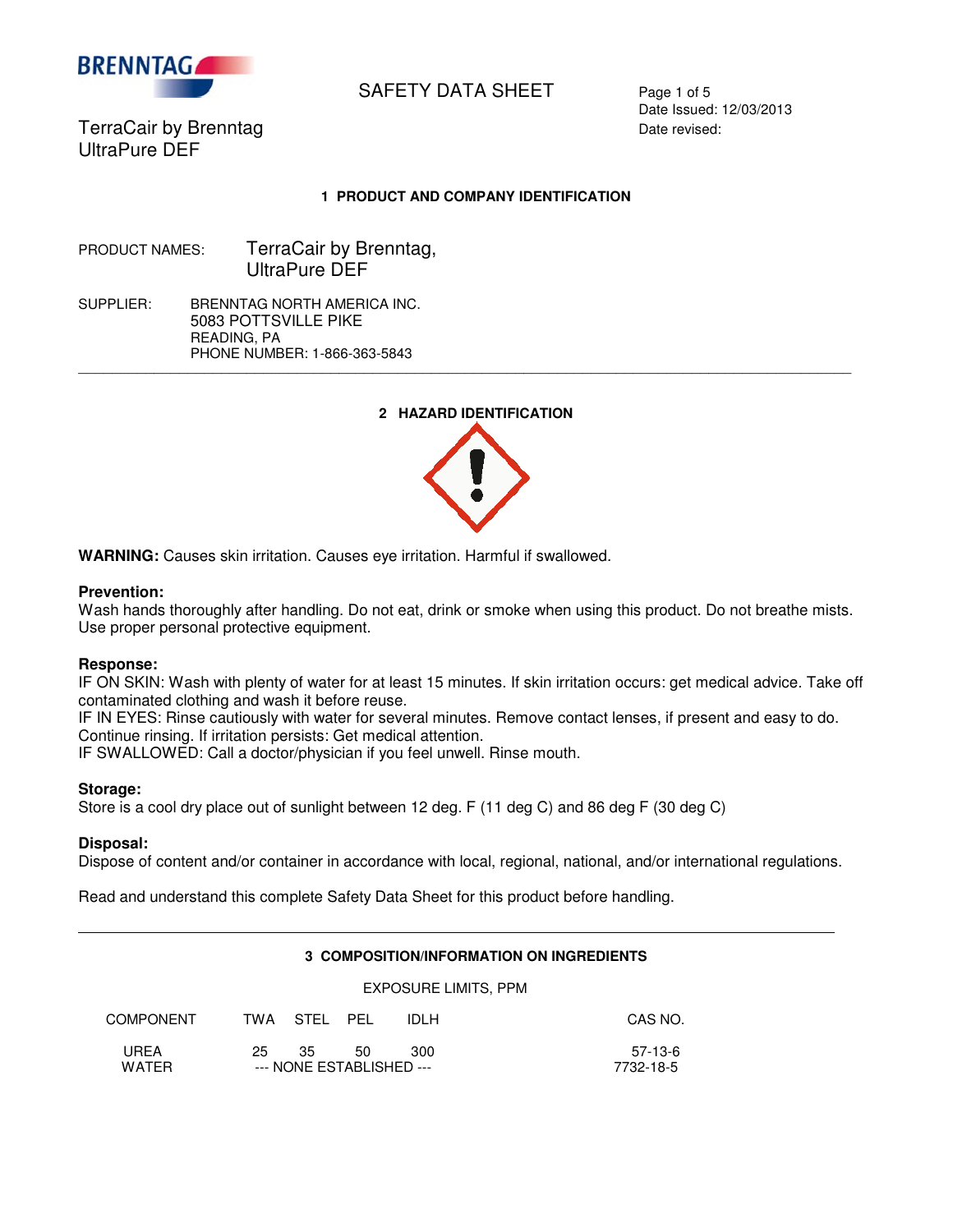BRENNTAG

# SAFETY DATA SHEET

Date Issued: 12/03/2013
Date revised:

TerraCair by Brenntag
UltraPure DEF

## 1 PRODUCT AND COMPANY IDENTIFICATION

PRODUCT NAMES: TerraCair by Brenntag, UltraPure DEF

SUPPLIER: BRENNTAG NORTH AMERICA INC.
5083 POTTSVILLE PIKE
READING, PA
PHONE NUMBER: 1-866-363-5843

## 2 HAZARD IDENTIFICATION

**WARNING:** Causes skin irritation. Causes eye irritation. Harmful if swallowed.

**Prevention:**
Wash hands thoroughly after handling. Do not eat, drink or smoke when using this product. Do not breathe mists. Use proper personal protective equipment.

**Response:**
IF ON SKIN: Wash with plenty of water for at least 15 minutes. If skin irritation occurs: get medical advice. Take off contaminated clothing and wash it before reuse.
IF IN EYES: Rinse cautiously with water for several minutes. Remove contact lenses, if present and easy to do. Continue rinsing. If irritation persists: Get medical attention.
IF SWALLOWED: Call a doctor/physician if you feel unwell. Rinse mouth.

**Storage:**
Store is a cool dry place out of sunlight between 12 deg. F (11 deg C) and 86 deg F (30 deg C)

**Disposal:**
Dispose of content and/or container in accordance with local, regional, national, and/or international regulations.

Read and understand this complete Safety Data Sheet for this product before handling.

## 3 COMPOSITION/INFORMATION ON INGREDIENTS

| COMPONENT | EXPOSURE LIMITS, PPM | | | | CAS NO. |
|---|---|---|---|---|---|
| | TWA | STEL | PEL | IDLH | |
| UREA | 25 | 35 | 50 | 300 | 57-13-6 |
| WATER | --- NONE ESTABLISHED --- | | | | 7732-18-5 |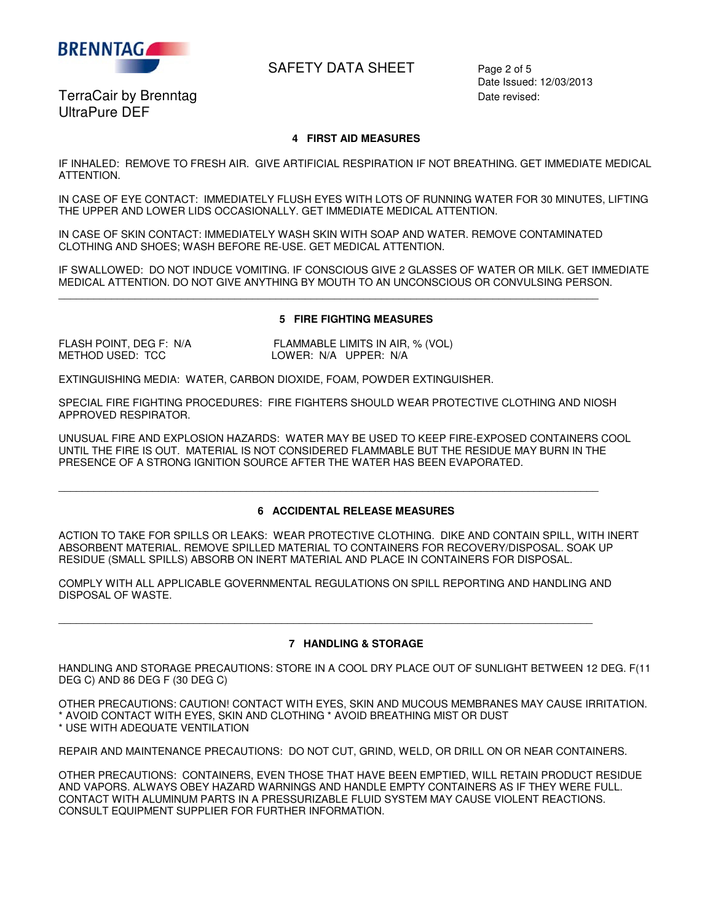## 4 FIRST AID MEASURES

IF INHALED: REMOVE TO FRESH AIR. GIVE ARTIFICIAL RESPIRATION IF NOT BREATHING. GET IMMEDIATE MEDICAL ATTENTION.

IN CASE OF EYE CONTACT: IMMEDIATELY FLUSH EYES WITH LOTS OF RUNNING WATER FOR 30 MINUTES, LIFTING THE UPPER AND LOWER LIDS OCCASIONALLY. GET IMMEDIATE MEDICAL ATTENTION.

IN CASE OF SKIN CONTACT: IMMEDIATELY WASH SKIN WITH SOAP AND WATER. REMOVE CONTAMINATED CLOTHING AND SHOES; WASH BEFORE RE-USE. GET MEDICAL ATTENTION.

IF SWALLOWED: DO NOT INDUCE VOMITING. IF CONSCIOUS GIVE 2 GLASSES OF WATER OR MILK. GET IMMEDIATE MEDICAL ATTENTION. DO NOT GIVE ANYTHING BY MOUTH TO AN UNCONSCIOUS OR CONVULSING PERSON.

---

## 5 FIRE FIGHTING MEASURES

FLASH POINT, DEG F: N/A
METHOD USED: TCC

FLAMMABLE LIMITS IN AIR, % (VOL)
LOWER: N/A UPPER: N/A

EXTINGUISHING MEDIA: WATER, CARBON DIOXIDE, FOAM, POWDER EXTINGUISHER.

SPECIAL FIRE FIGHTING PROCEDURES: FIRE FIGHTERS SHOULD WEAR PROTECTIVE CLOTHING AND NIOSH APPROVED RESPIRATOR.

UNUSUAL FIRE AND EXPLOSION HAZARDS: WATER MAY BE USED TO KEEP FIRE-EXPOSED CONTAINERS COOL UNTIL THE FIRE IS OUT. MATERIAL IS NOT CONSIDERED FLAMMABLE BUT THE RESIDUE MAY BURN IN THE PRESENCE OF A STRONG IGNITION SOURCE AFTER THE WATER HAS BEEN EVAPORATED.

---

## 6 ACCIDENTAL RELEASE MEASURES

ACTION TO TAKE FOR SPILLS OR LEAKS: WEAR PROTECTIVE CLOTHING. DIKE AND CONTAIN SPILL, WITH INERT ABSORBENT MATERIAL. REMOVE SPILLED MATERIAL TO CONTAINERS FOR RECOVERY/DISPOSAL. SOAK UP RESIDUE (SMALL SPILLS) ABSORB ON INERT MATERIAL AND PLACE IN CONTAINERS FOR DISPOSAL.

COMPLY WITH ALL APPLICABLE GOVERNMENTAL REGULATIONS ON SPILL REPORTING AND HANDLING AND DISPOSAL OF WASTE.

---

## 7 HANDLING & STORAGE

HANDLING AND STORAGE PRECAUTIONS: STORE IN A COOL DRY PLACE OUT OF SUNLIGHT BETWEEN 12 DEG. F(11 DEG C) AND 86 DEG F (30 DEG C)

OTHER PRECAUTIONS: CAUTION! CONTACT WITH EYES, SKIN AND MUCOUS MEMBRANES MAY CAUSE IRRITATION.
* AVOID CONTACT WITH EYES, SKIN AND CLOTHING * AVOID BREATHING MIST OR DUST
* USE WITH ADEQUATE VENTILATION

REPAIR AND MAINTENANCE PRECAUTIONS: DO NOT CUT, GRIND, WELD, OR DRILL ON OR NEAR CONTAINERS.

OTHER PRECAUTIONS: CONTAINERS, EVEN THOSE THAT HAVE BEEN EMPTIED, WILL RETAIN PRODUCT RESIDUE AND VAPORS. ALWAYS OBEY HAZARD WARNINGS AND HANDLE EMPTY CONTAINERS AS IF THEY WERE FULL. CONTACT WITH ALUMINUM PARTS IN A PRESSURIZABLE FLUID SYSTEM MAY CAUSE VIOLENT REACTIONS. CONSULT EQUIPMENT SUPPLIER FOR FURTHER INFORMATION.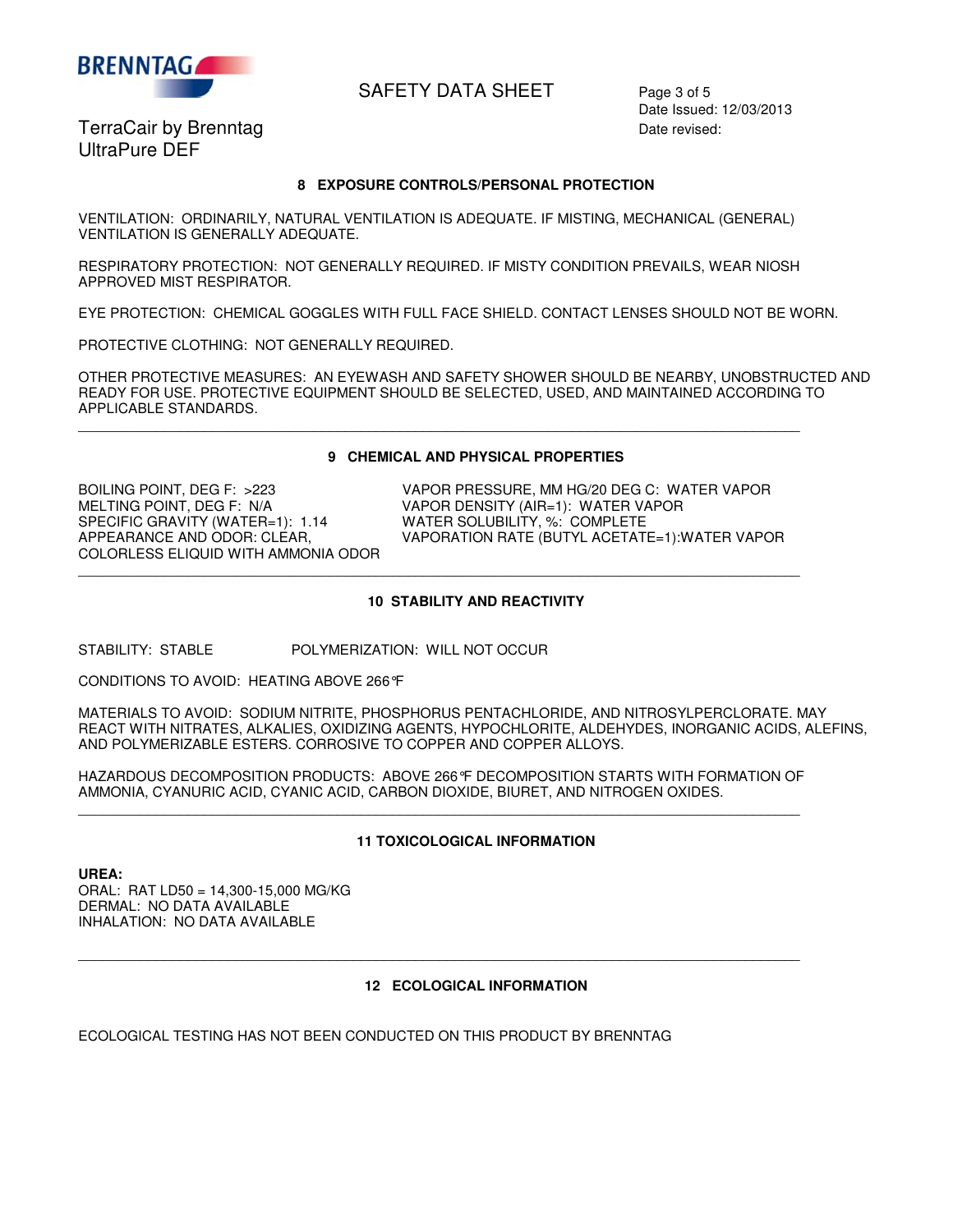## 8 EXPOSURE CONTROLS/PERSONAL PROTECTION

VENTILATION: ORDINARILY, NATURAL VENTILATION IS ADEQUATE. IF MISTING, MECHANICAL (GENERAL) VENTILATION IS GENERALLY ADEQUATE.

RESPIRATORY PROTECTION: NOT GENERALLY REQUIRED. IF MISTY CONDITION PREVAILS, WEAR NIOSH APPROVED MIST RESPIRATOR.

EYE PROTECTION: CHEMICAL GOGGLES WITH FULL FACE SHIELD. CONTACT LENSES SHOULD NOT BE WORN.

PROTECTIVE CLOTHING: NOT GENERALLY REQUIRED.

OTHER PROTECTIVE MEASURES: AN EYEWASH AND SAFETY SHOWER SHOULD BE NEARBY, UNOBSTRUCTED AND READY FOR USE. PROTECTIVE EQUIPMENT SHOULD BE SELECTED, USED, AND MAINTAINED ACCORDING TO APPLICABLE STANDARDS.

---

## 9 CHEMICAL AND PHYSICAL PROPERTIES

BOILING POINT, DEG F: >223
MELTING POINT, DEG F: N/A
SPECIFIC GRAVITY (WATER=1): 1.14
APPEARANCE AND ODOR: CLEAR, COLORLESS ELIQUID WITH AMMONIA ODOR

VAPOR PRESSURE, MM HG/20 DEG C: WATER VAPOR
VAPOR DENSITY (AIR=1): WATER VAPOR
WATER SOLUBILITY, %: COMPLETE
VAPORATION RATE (BUTYL ACETATE=1):WATER VAPOR

---

## 10 STABILITY AND REACTIVITY

STABILITY: STABLE

POLYMERIZATION: WILL NOT OCCUR

CONDITIONS TO AVOID: HEATING ABOVE 266°F

MATERIALS TO AVOID: SODIUM NITRITE, PHOSPHORUS PENTACHLORIDE, AND NITROSYLPERCLORATE. MAY REACT WITH NITRATES, ALKALIES, OXIDIZING AGENTS, HYPOCHLORITE, ALDEHYDES, INORGANIC ACIDS, ALEFINS, AND POLYMERIZABLE ESTERS. CORROSIVE TO COPPER AND COPPER ALLOYS.

HAZARDOUS DECOMPOSITION PRODUCTS: ABOVE 266°F DECOMPOSITION STARTS WITH FORMATION OF AMMONIA, CYANURIC ACID, CYANIC ACID, CARBON DIOXIDE, BIURET, AND NITROGEN OXIDES.

---

## 11 TOXICOLOGICAL INFORMATION

**UREA:**
ORAL: RAT LD50 = 14,300-15,000 MG/KG
DERMAL: NO DATA AVAILABLE
INHALATION: NO DATA AVAILABLE

---

## 12 ECOLOGICAL INFORMATION

ECOLOGICAL TESTING HAS NOT BEEN CONDUCTED ON THIS PRODUCT BY BRENNTAG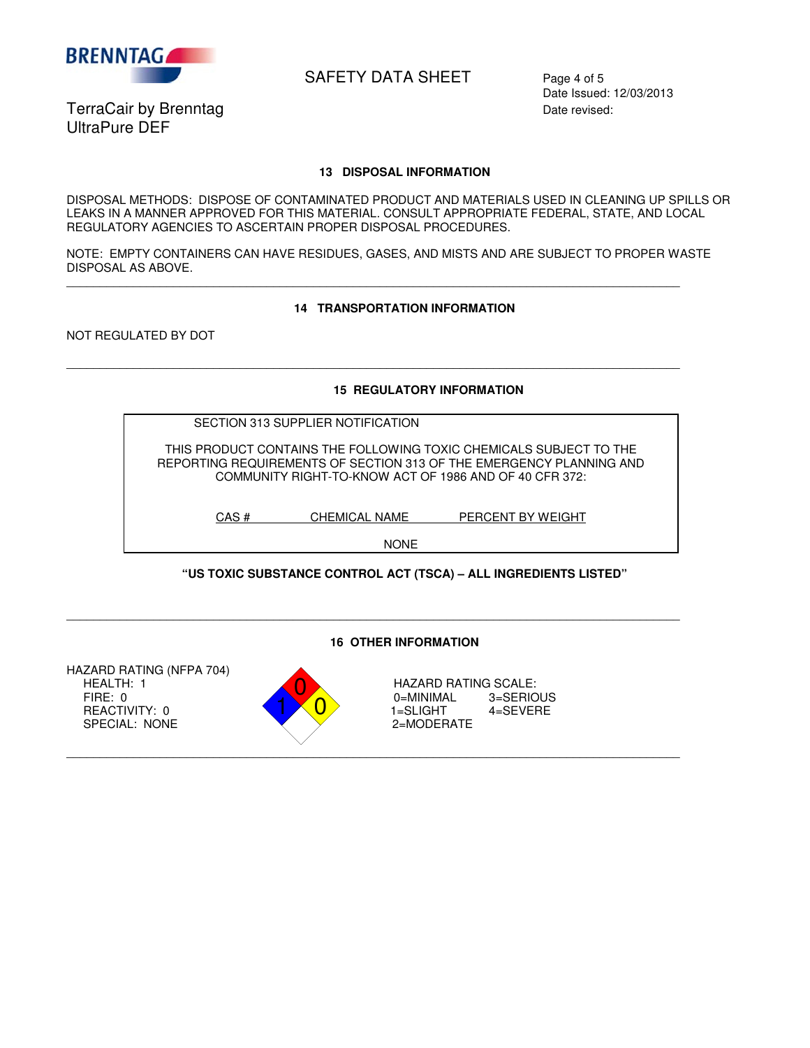## 13 DISPOSAL INFORMATION

DISPOSAL METHODS: DISPOSE OF CONTAMINATED PRODUCT AND MATERIALS USED IN CLEANING UP SPILLS OR LEAKS IN A MANNER APPROVED FOR THIS MATERIAL. CONSULT APPROPRIATE FEDERAL, STATE, AND LOCAL REGULATORY AGENCIES TO ASCERTAIN PROPER DISPOSAL PROCEDURES.

NOTE: EMPTY CONTAINERS CAN HAVE RESIDUES, GASES, AND MISTS AND ARE SUBJECT TO PROPER WASTE DISPOSAL AS ABOVE.

---

## 14 TRANSPORTATION INFORMATION

NOT REGULATED BY DOT

---

## 15 REGULATORY INFORMATION

SECTION 313 SUPPLIER NOTIFICATION

THIS PRODUCT CONTAINS THE FOLLOWING TOXIC CHEMICALS SUBJECT TO THE REPORTING REQUIREMENTS OF SECTION 313 OF THE EMERGENCY PLANNING AND COMMUNITY RIGHT-TO-KNOW ACT OF 1986 AND OF 40 CFR 372:

| CAS # | CHEMICAL NAME | PERCENT BY WEIGHT |
|---|---|---|
| | NONE | |

**"US TOXIC SUBSTANCE CONTROL ACT (TSCA) – ALL INGREDIENTS LISTED"**

---

## 16 OTHER INFORMATION

HAZARD RATING (NFPA 704)
- HEALTH: 1
- FIRE: 0
- REACTIVITY: 0
- SPECIAL: NONE

HAZARD RATING SCALE:
- 0=MINIMAL
- 1=SLIGHT
- 2=MODERATE
- 3=SERIOUS
- 4=SEVERE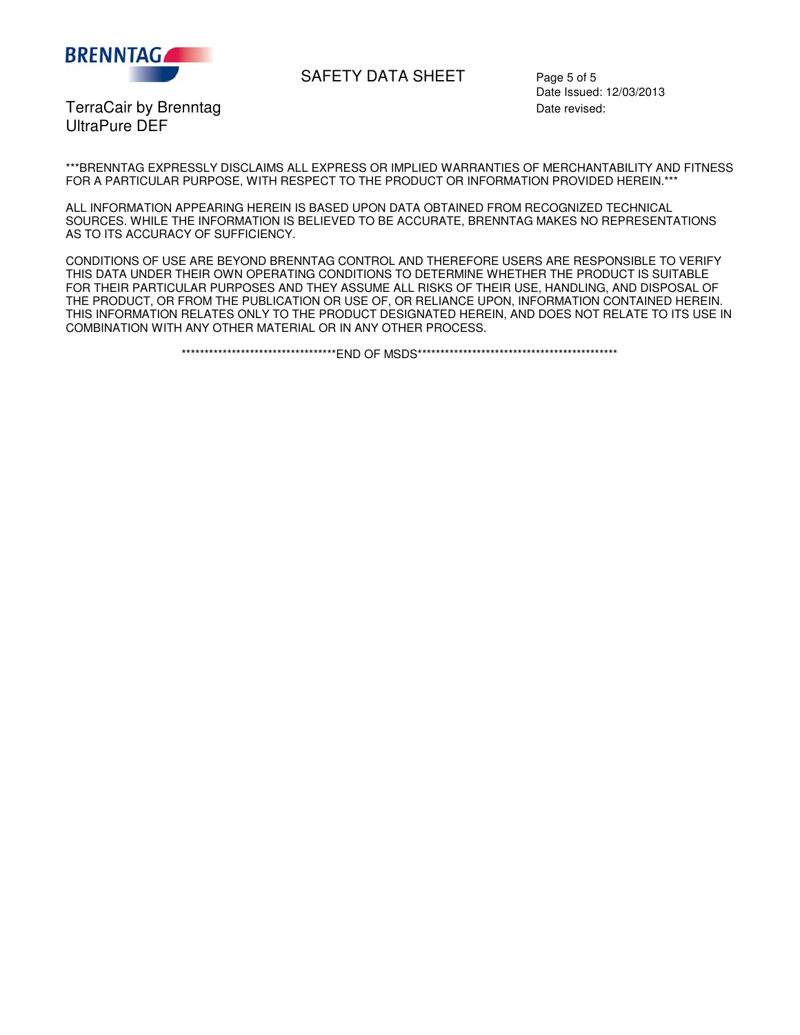***BRENNTAG EXPRESSLY DISCLAIMS ALL EXPRESS OR IMPLIED WARRANTIES OF MERCHANTABILITY AND FITNESS FOR A PARTICULAR PURPOSE, WITH RESPECT TO THE PRODUCT OR INFORMATION PROVIDED HEREIN.***

ALL INFORMATION APPEARING HEREIN IS BASED UPON DATA OBTAINED FROM RECOGNIZED TECHNICAL SOURCES. WHILE THE INFORMATION IS BELIEVED TO BE ACCURATE, BRENNTAG MAKES NO REPRESENTATIONS AS TO ITS ACCURACY OF SUFFICIENCY.

CONDITIONS OF USE ARE BEYOND BRENNTAG CONTROL AND THEREFORE USERS ARE RESPONSIBLE TO VERIFY THIS DATA UNDER THEIR OWN OPERATING CONDITIONS TO DETERMINE WHETHER THE PRODUCT IS SUITABLE FOR THEIR PARTICULAR PURPOSES AND THEY ASSUME ALL RISKS OF THEIR USE, HANDLING, AND DISPOSAL OF THE PRODUCT, OR FROM THE PUBLICATION OR USE OF, OR RELIANCE UPON, INFORMATION CONTAINED HEREIN. THIS INFORMATION RELATES ONLY TO THE PRODUCT DESIGNATED HEREIN, AND DOES NOT RELATE TO ITS USE IN COMBINATION WITH ANY OTHER MATERIAL OR IN ANY OTHER PROCESS.

**********************************END OF MSDS*********************************************